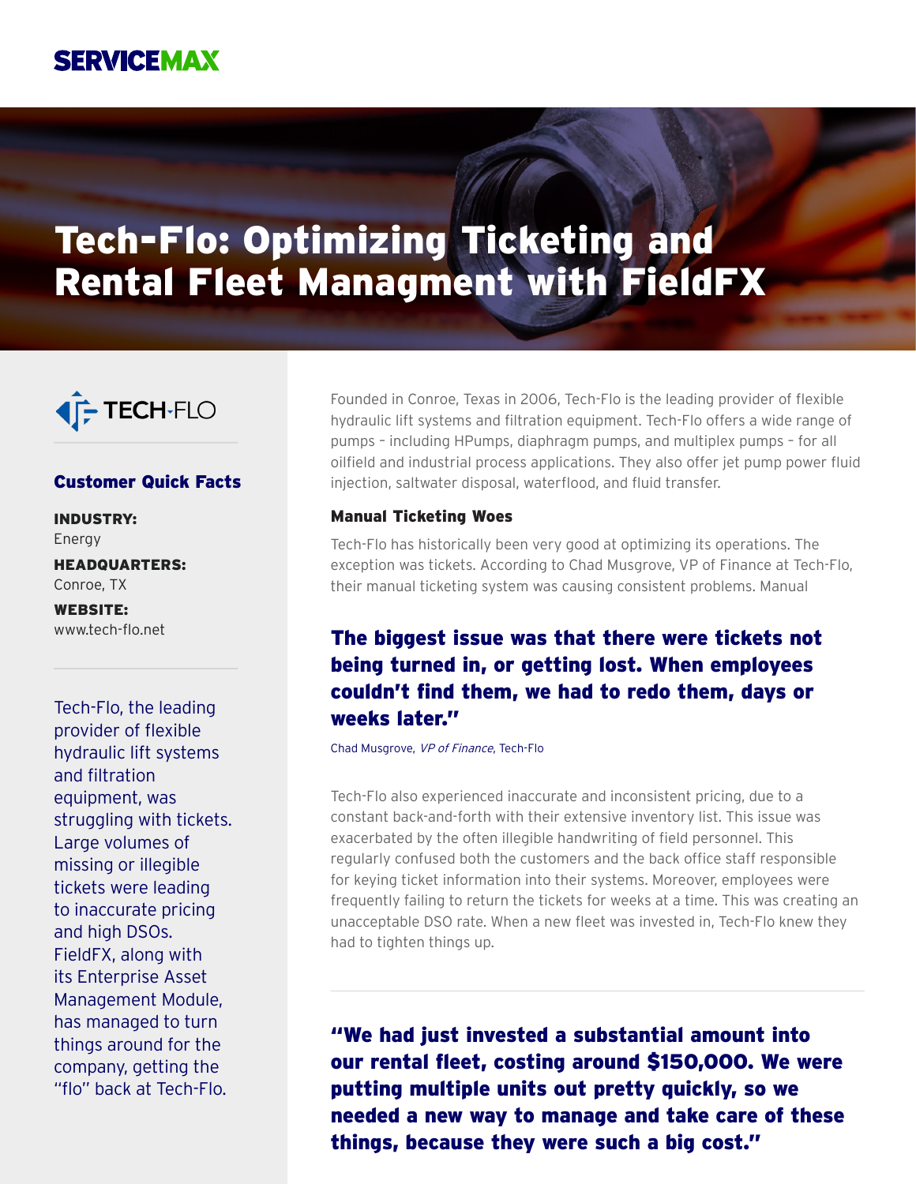SERVICEMAX

# Tech-Flo: Optimizing Ticketing and Rental Fleet Managment with FieldFX

TECH-FLO

### Customer Quick Facts

**INDUSTRY:**
Energy

**HEADQUARTERS:**
Conroe, TX

**WEBSITE:**
www.tech-flo.net

Tech-Flo, the leading provider of flexible hydraulic lift systems and filtration equipment, was struggling with tickets. Large volumes of missing or illegible tickets were leading to inaccurate pricing and high DSOs. FieldFX, along with its Enterprise Asset Management Module, has managed to turn things around for the company, getting the "flo" back at Tech-Flo.

Founded in Conroe, Texas in 2006, Tech-Flo is the leading provider of flexible hydraulic lift systems and filtration equipment. Tech-Flo offers a wide range of pumps – including HPumps, diaphragm pumps, and multiplex pumps – for all oilfield and industrial process applications. They also offer jet pump power fluid injection, saltwater disposal, waterflood, and fluid transfer.

#### Manual Ticketing Woes

Tech-Flo has historically been very good at optimizing its operations. The exception was tickets. According to Chad Musgrove, VP of Finance at Tech-Flo, their manual ticketing system was causing consistent problems. Manual

**The biggest issue was that there were tickets not being turned in, or getting lost. When employees couldn't find them, we had to redo them, days or weeks later."**

Chad Musgrove, *VP of Finance*, Tech-Flo

Tech-Flo also experienced inaccurate and inconsistent pricing, due to a constant back-and-forth with their extensive inventory list. This issue was exacerbated by the often illegible handwriting of field personnel. This regularly confused both the customers and the back office staff responsible for keying ticket information into their systems. Moreover, employees were frequently failing to return the tickets for weeks at a time. This was creating an unacceptable DSO rate. When a new fleet was invested in, Tech-Flo knew they had to tighten things up.

**"We had just invested a substantial amount into our rental fleet, costing around $150,000. We were putting multiple units out pretty quickly, so we needed a new way to manage and take care of these things, because they were such a big cost."**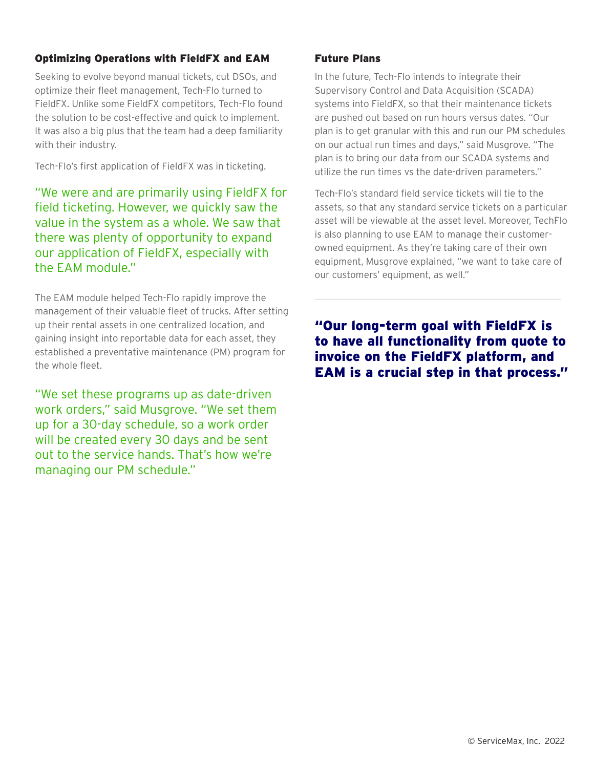### Optimizing Operations with FieldFX and EAM

Seeking to evolve beyond manual tickets, cut DSOs, and optimize their fleet management, Tech-Flo turned to FieldFX. Unlike some FieldFX competitors, Tech-Flo found the solution to be cost-effective and quick to implement. It was also a big plus that the team had a deep familiarity with their industry.

Tech-Flo's first application of FieldFX was in ticketing.

"We were and are primarily using FieldFX for field ticketing. However, we quickly saw the value in the system as a whole. We saw that there was plenty of opportunity to expand our application of FieldFX, especially with the EAM module."

The EAM module helped Tech-Flo rapidly improve the management of their valuable fleet of trucks. After setting up their rental assets in one centralized location, and gaining insight into reportable data for each asset, they established a preventative maintenance (PM) program for the whole fleet.

"We set these programs up as date-driven work orders," said Musgrove. "We set them up for a 30-day schedule, so a work order will be created every 30 days and be sent out to the service hands. That's how we're managing our PM schedule."

### Future Plans

In the future, Tech-Flo intends to integrate their Supervisory Control and Data Acquisition (SCADA) systems into FieldFX, so that their maintenance tickets are pushed out based on run hours versus dates. "Our plan is to get granular with this and run our PM schedules on our actual run times and days," said Musgrove. "The plan is to bring our data from our SCADA systems and utilize the run times vs the date-driven parameters."

Tech-Flo's standard field service tickets will tie to the assets, so that any standard service tickets on a particular asset will be viewable at the asset level. Moreover, TechFlo is also planning to use EAM to manage their customer-owned equipment. As they're taking care of their own equipment, Musgrove explained, "we want to take care of our customers' equipment, as well."

---

**"Our long-term goal with FieldFX is to have all functionality from quote to invoice on the FieldFX platform, and EAM is a crucial step in that process."**

© ServiceMax, Inc. 2022